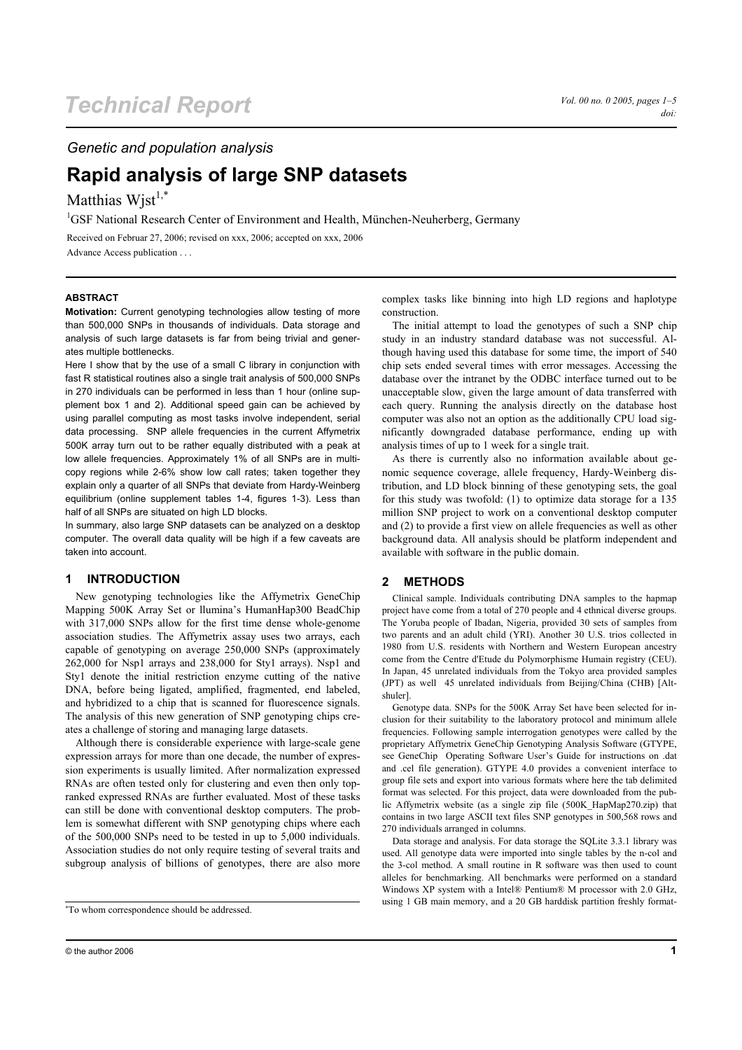*Genetic and population analysis*

# Rapid analysis of large SNP datasets

Matthias Wjst[1,*]

[1]GSF National Research Center of Environment and Health, München-Neuherberg, Germany

Received on Februar 27, 2006; revised on xxx, 2006; accepted on xxx, 2006

Advance Access publication . . .

## ABSTRACT

**Motivation:** Current genotyping technologies allow testing of more than 500,000 SNPs in thousands of individuals. Data storage and analysis of such large datasets is far from being trivial and generates multiple bottlenecks.

Here I show that by the use of a small C library in conjunction with fast R statistical routines also a single trait analysis of 500,000 SNPs in 270 individuals can be performed in less than 1 hour (online supplement box 1 and 2). Additional speed gain can be achieved by using parallel computing as most tasks involve independent, serial data processing. SNP allele frequencies in the current Affymetrix 500K array turn out to be rather equally distributed with a peak at low allele frequencies. Approximately 1% of all SNPs are in multicopy regions while 2-6% show low call rates; taken together they explain only a quarter of all SNPs that deviate from Hardy-Weinberg equilibrium (online supplement tables 1-4, figures 1-3). Less than half of all SNPs are situated on high LD blocks.

In summary, also large SNP datasets can be analyzed on a desktop computer. The overall data quality will be high if a few caveats are taken into account.

## 1 INTRODUCTION

New genotyping technologies like the Affymetrix GeneChip Mapping 500K Array Set or llumina's HumanHap300 BeadChip with 317,000 SNPs allow for the first time dense whole-genome association studies. The Affymetrix assay uses two arrays, each capable of genotyping on average 250,000 SNPs (approximately 262,000 for Nsp1 arrays and 238,000 for Sty1 arrays). Nsp1 and Sty1 denote the initial restriction enzyme cutting of the native DNA, before being ligated, amplified, fragmented, end labeled, and hybridized to a chip that is scanned for fluorescence signals. The analysis of this new generation of SNP genotyping chips creates a challenge of storing and managing large datasets.

Although there is considerable experience with large-scale gene expression arrays for more than one decade, the number of expression experiments is usually limited. After normalization expressed RNAs are often tested only for clustering and even then only top-ranked expressed RNAs are further evaluated. Most of these tasks can still be done with conventional desktop computers. The problem is somewhat different with SNP genotyping chips where each of the 500,000 SNPs need to be tested in up to 5,000 individuals. Association studies do not only require testing of several traits and subgroup analysis of billions of genotypes, there are also more complex tasks like binning into high LD regions and haplotype construction.

The initial attempt to load the genotypes of such a SNP chip study in an industry standard database was not successful. Although having used this database for some time, the import of 540 chip sets ended several times with error messages. Accessing the database over the intranet by the ODBC interface turned out to be unacceptable slow, given the large amount of data transferred with each query. Running the analysis directly on the database host computer was also not an option as the additionally CPU load significantly downgraded database performance, ending up with analysis times of up to 1 week for a single trait.

As there is currently also no information available about genomic sequence coverage, allele frequency, Hardy-Weinberg distribution, and LD block binning of these genotyping sets, the goal for this study was twofold: (1) to optimize data storage for a 135 million SNP project to work on a conventional desktop computer and (2) to provide a first view on allele frequencies as well as other background data. All analysis should be platform independent and available with software in the public domain.

## 2 METHODS

Clinical sample. Individuals contributing DNA samples to the hapmap project have come from a total of 270 people and 4 ethnical diverse groups. The Yoruba people of Ibadan, Nigeria, provided 30 sets of samples from two parents and an adult child (YRI). Another 30 U.S. trios collected in 1980 from U.S. residents with Northern and Western European ancestry come from the Centre d'Etude du Polymorphisme Humain registry (CEU). In Japan, 45 unrelated individuals from the Tokyo area provided samples (JPT) as well 45 unrelated individuals from Beijing/China (CHB) [Altshuler].

Genotype data. SNPs for the 500K Array Set have been selected for inclusion for their suitability to the laboratory protocol and minimum allele frequencies. Following sample interrogation genotypes were called by the proprietary Affymetrix GeneChip Genotyping Analysis Software (GTYPE, see GeneChip Operating Software User's Guide for instructions on .dat and .cel file generation). GTYPE 4.0 provides a convenient interface to group file sets and export into various formats where here the tab delimited format was selected. For this project, data were downloaded from the public Affymetrix website (as a single zip file (500K_HapMap270.zip) that contains in two large ASCII text files SNP genotypes in 500,568 rows and 270 individuals arranged in columns.

Data storage and analysis. For data storage the SQLite 3.3.1 library was used. All genotype data were imported into single tables by the n-col and the 3-col method. A small routine in R software was then used to count alleles for benchmarking. All benchmarks were performed on a standard Windows XP system with a Intel® Pentium® M processor with 2.0 GHz, using 1 GB main memory, and a 20 GB harddisk partition freshly format-

*To whom correspondence should be addressed.

© the author 2006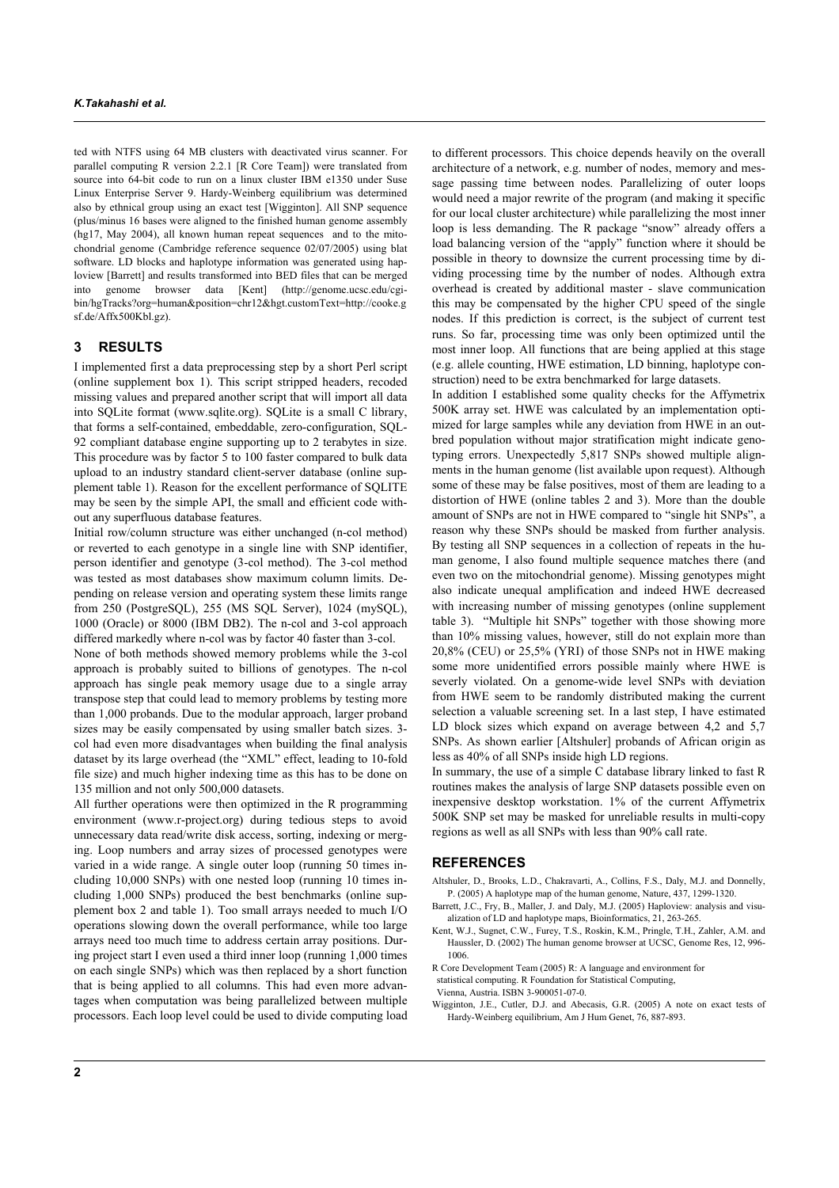ted with NTFS using 64 MB clusters with deactivated virus scanner. For parallel computing R version 2.2.1 [R Core Team]) were translated from source into 64-bit code to run on a linux cluster IBM e1350 under Suse Linux Enterprise Server 9. Hardy-Weinberg equilibrium was determined also by ethnical group using an exact test [Wigginton]. All SNP sequence (plus/minus 16 bases were aligned to the finished human genome assembly (hg17, May 2004), all known human repeat sequences and to the mitochondrial genome (Cambridge reference sequence 02/07/2005) using blat software. LD blocks and haplotype information was generated using haploview [Barrett] and results transformed into BED files that can be merged into genome browser data [Kent] (http://genome.ucsc.edu/cgi-bin/hgTracks?org=human&position=chr12&hgt.customText=http://cooke.gsf.de/Affx500Kbl.gz).

## 3 RESULTS

I implemented first a data preprocessing step by a short Perl script (online supplement box 1). This script stripped headers, recoded missing values and prepared another script that will import all data into SQLite format (www.sqlite.org). SQLite is a small C library, that forms a self-contained, embeddable, zero-configuration, SQL-92 compliant database engine supporting up to 2 terabytes in size. This procedure was by factor 5 to 100 faster compared to bulk data upload to an industry standard client-server database (online supplement table 1). Reason for the excellent performance of SQLITE may be seen by the simple API, the small and efficient code without any superfluous database features.

Initial row/column structure was either unchanged (n-col method) or reverted to each genotype in a single line with SNP identifier, person identifier and genotype (3-col method). The 3-col method was tested as most databases show maximum column limits. Depending on release version and operating system these limits range from 250 (PostgreSQL), 255 (MS SQL Server), 1024 (mySQL), 1000 (Oracle) or 8000 (IBM DB2). The n-col and 3-col approach differed markedly where n-col was by factor 40 faster than 3-col.

None of both methods showed memory problems while the 3-col approach is probably suited to billions of genotypes. The n-col approach has single peak memory usage due to a single array transpose step that could lead to memory problems by testing more than 1,000 probands. Due to the modular approach, larger proband sizes may be easily compensated by using smaller batch sizes. 3-col had even more disadvantages when building the final analysis dataset by its large overhead (the "XML" effect, leading to 10-fold file size) and much higher indexing time as this has to be done on 135 million and not only 500,000 datasets.

All further operations were then optimized in the R programming environment (www.r-project.org) during tedious steps to avoid unnecessary data read/write disk access, sorting, indexing or merging. Loop numbers and array sizes of processed genotypes were varied in a wide range. A single outer loop (running 50 times including 10,000 SNPs) with one nested loop (running 10 times including 1,000 SNPs) produced the best benchmarks (online supplement box 2 and table 1). Too small arrays needed to much I/O operations slowing down the overall performance, while too large arrays need too much time to address certain array positions. During project start I even used a third inner loop (running 1,000 times on each single SNPs) which was then replaced by a short function that is being applied to all columns. This had even more advantages when computation was being parallelized between multiple processors. Each loop level could be used to divide computing load to different processors. This choice depends heavily on the overall architecture of a network, e.g. number of nodes, memory and message passing time between nodes. Parallelizing of outer loops would need a major rewrite of the program (and making it specific for our local cluster architecture) while parallelizing the most inner loop is less demanding. The R package "snow" already offers a load balancing version of the "apply" function where it should be possible in theory to downsize the current processing time by dividing processing time by the number of nodes. Although extra overhead is created by additional master - slave communication this may be compensated by the higher CPU speed of the single nodes. If this prediction is correct, is the subject of current test runs. So far, processing time was only been optimized until the most inner loop. All functions that are being applied at this stage (e.g. allele counting, HWE estimation, LD binning, haplotype construction) need to be extra benchmarked for large datasets.

In addition I established some quality checks for the Affymetrix 500K array set. HWE was calculated by an implementation optimized for large samples while any deviation from HWE in an outbred population without major stratification might indicate genotyping errors. Unexpectedly 5,817 SNPs showed multiple alignments in the human genome (list available upon request). Although some of these may be false positives, most of them are leading to a distortion of HWE (online tables 2 and 3). More than the double amount of SNPs are not in HWE compared to "single hit SNPs", a reason why these SNPs should be masked from further analysis. By testing all SNP sequences in a collection of repeats in the human genome, I also found multiple sequence matches there (and even two on the mitochondrial genome). Missing genotypes might also indicate unequal amplification and indeed HWE decreased with increasing number of missing genotypes (online supplement table 3). "Multiple hit SNPs" together with those showing more than 10% missing values, however, still do not explain more than 20,8% (CEU) or 25,5% (YRI) of those SNPs not in HWE making some more unidentified errors possible mainly where HWE is severly violated. On a genome-wide level SNPs with deviation from HWE seem to be randomly distributed making the current selection a valuable screening set. In a last step, I have estimated LD block sizes which expand on average between 4,2 and 5,7 SNPs. As shown earlier [Altshuler] probands of African origin as less as 40% of all SNPs inside high LD regions.

In summary, the use of a simple C database library linked to fast R routines makes the analysis of large SNP datasets possible even on inexpensive desktop workstation. 1% of the current Affymetrix 500K SNP set may be masked for unreliable results in multi-copy regions as well as all SNPs with less than 90% call rate.

## REFERENCES

Altshuler, D., Brooks, L.D., Chakravarti, A., Collins, F.S., Daly, M.J. and Donnelly, P. (2005) A haplotype map of the human genome, Nature, 437, 1299-1320.

Barrett, J.C., Fry, B., Maller, J. and Daly, M.J. (2005) Haploview: analysis and visualization of LD and haplotype maps, Bioinformatics, 21, 263-265.

Kent, W.J., Sugnet, C.W., Furey, T.S., Roskin, K.M., Pringle, T.H., Zahler, A.M. and Haussler, D. (2002) The human genome browser at UCSC, Genome Res, 12, 996-1006.

R Core Development Team (2005) R: A language and environment for statistical computing. R Foundation for Statistical Computing, Vienna, Austria. ISBN 3-900051-07-0.

Wigginton, J.E., Cutler, D.J. and Abecasis, G.R. (2005) A note on exact tests of Hardy-Weinberg equilibrium, Am J Hum Genet, 76, 887-893.